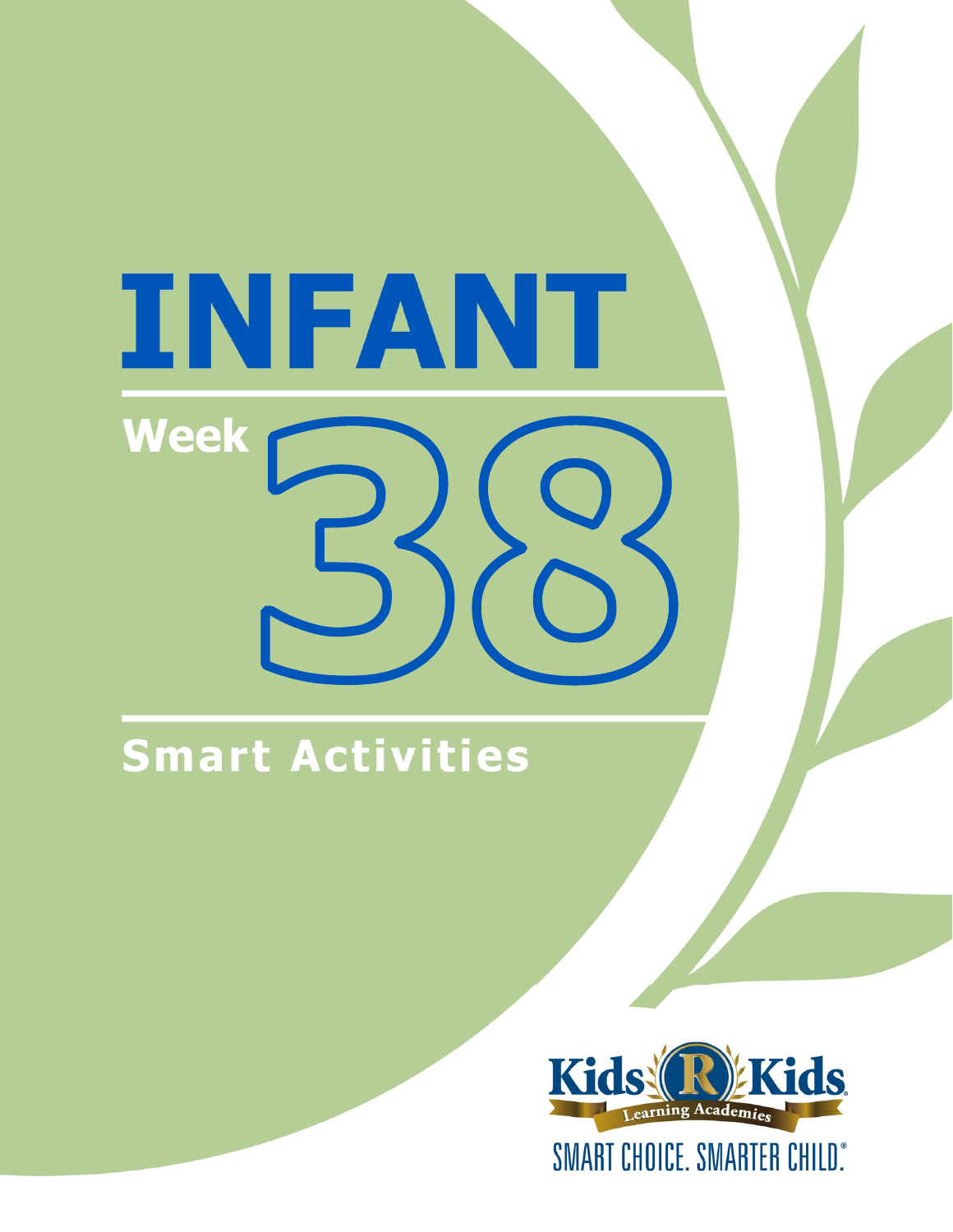# INFANT

## Week 38

## Smart Activities

Kids 'R' Kids Learning Academies

SMART CHOICE. SMARTER CHILD.®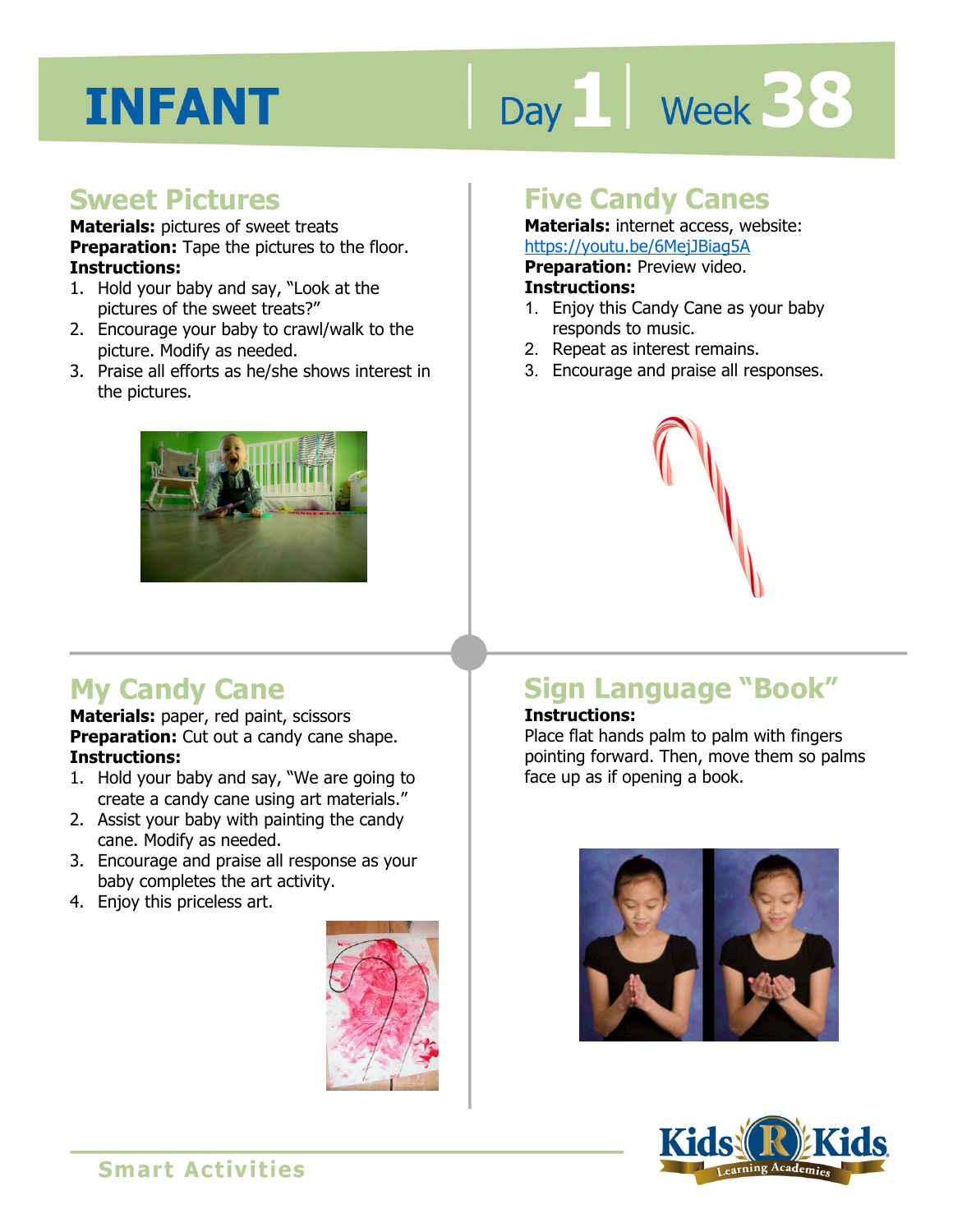# INFANT

Day 1 | Week 38

## Sweet Pictures

**Materials:** pictures of sweet treats
**Preparation:** Tape the pictures to the floor.
**Instructions:**

1. Hold your baby and say, "Look at the pictures of the sweet treats?"
2. Encourage your baby to crawl/walk to the picture. Modify as needed.
3. Praise all efforts as he/she shows interest in the pictures.

## Five Candy Canes

**Materials:** internet access, website: https://youtu.be/6MejJBiag5A
**Preparation:** Preview video.
**Instructions:**

1. Enjoy this Candy Cane as your baby responds to music.
2. Repeat as interest remains.
3. Encourage and praise all responses.

## My Candy Cane

**Materials:** paper, red paint, scissors
**Preparation:** Cut out a candy cane shape.
**Instructions:**

1. Hold your baby and say, "We are going to create a candy cane using art materials."
2. Assist your baby with painting the candy cane. Modify as needed.
3. Encourage and praise all response as your baby completes the art activity.
4. Enjoy this priceless art.

## Sign Language "Book"

**Instructions:**
Place flat hands palm to palm with fingers pointing forward. Then, move them so palms face up as if opening a book.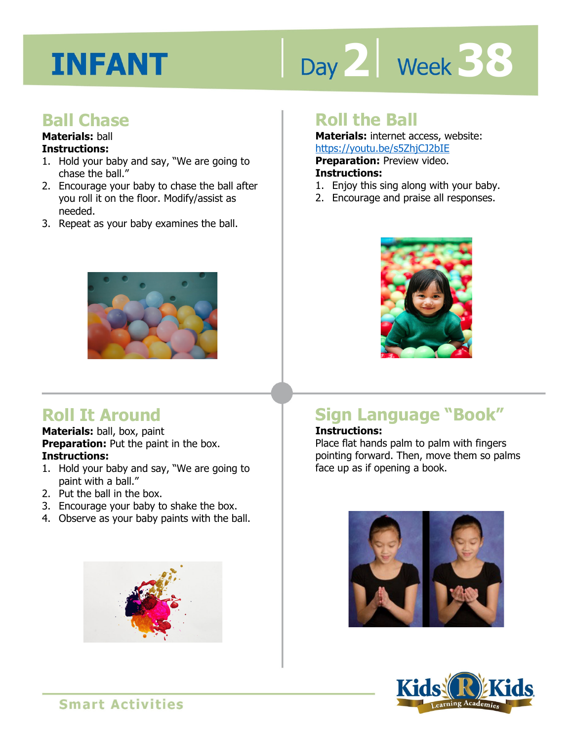# INFANT

Day 2 | Week 38

## Ball Chase

**Materials:** ball

**Instructions:**

1. Hold your baby and say, "We are going to chase the ball."
2. Encourage your baby to chase the ball after you roll it on the floor. Modify/assist as needed.
3. Repeat as your baby examines the ball.

## Roll the Ball

**Materials:** internet access, website: https://youtu.be/s5ZhjCJ2bIE

**Preparation:** Preview video.

**Instructions:**

1. Enjoy this sing along with your baby.
2. Encourage and praise all responses.

## Roll It Around

**Materials:** ball, box, paint

**Preparation:** Put the paint in the box.

**Instructions:**

1. Hold your baby and say, "We are going to paint with a ball."
2. Put the ball in the box.
3. Encourage your baby to shake the box.
4. Observe as your baby paints with the ball.

## Sign Language "Book"

**Instructions:**

Place flat hands palm to palm with fingers pointing forward. Then, move them so palms face up as if opening a book.

Smart Activities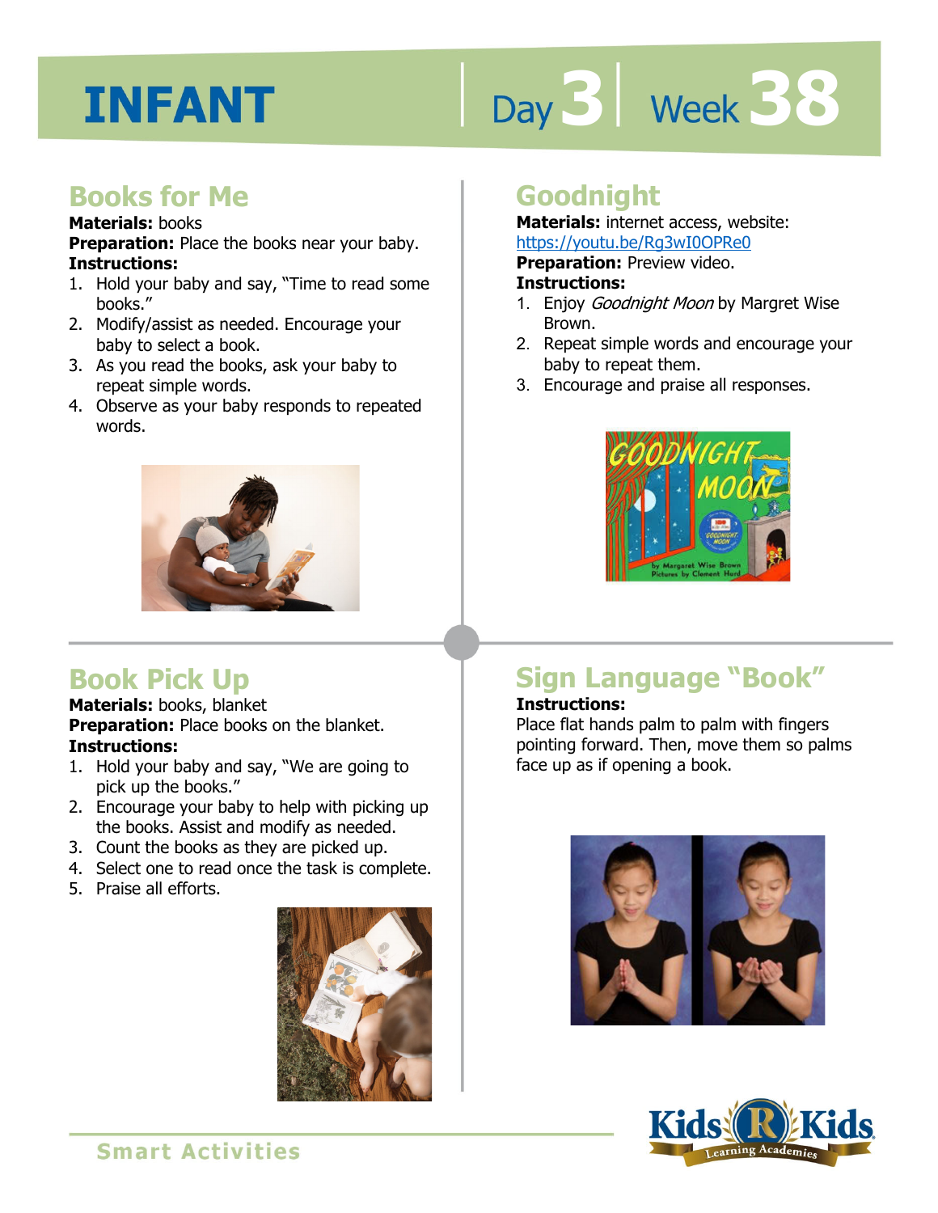# INFANT

Day 3 | Week 38

## Books for Me

**Materials:** books

**Preparation:** Place the books near your baby.

**Instructions:**

1. Hold your baby and say, "Time to read some books."
2. Modify/assist as needed. Encourage your baby to select a book.
3. As you read the books, ask your baby to repeat simple words.
4. Observe as your baby responds to repeated words.

## Goodnight

**Materials:** internet access, website: https://youtu.be/Rg3wI0OPRe0

**Preparation:** Preview video.

**Instructions:**

1. Enjoy *Goodnight Moon* by Margret Wise Brown.
2. Repeat simple words and encourage your baby to repeat them.
3. Encourage and praise all responses.

## Book Pick Up

**Materials:** books, blanket

**Preparation:** Place books on the blanket.

**Instructions:**

1. Hold your baby and say, "We are going to pick up the books."
2. Encourage your baby to help with picking up the books. Assist and modify as needed.
3. Count the books as they are picked up.
4. Select one to read once the task is complete.
5. Praise all efforts.

## Sign Language "Book"

**Instructions:**

Place flat hands palm to palm with fingers pointing forward. Then, move them so palms face up as if opening a book.

Smart Activities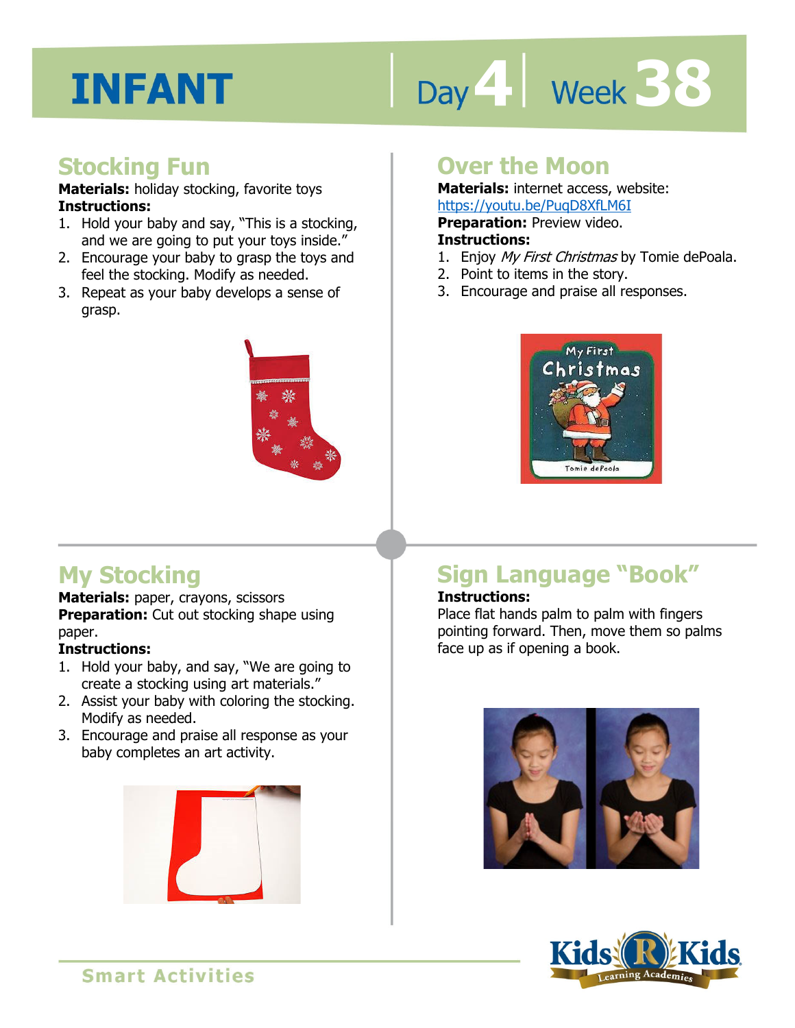# INFANT

Day 4 | Week 38

## Stocking Fun

**Materials:** holiday stocking, favorite toys

**Instructions:**

1. Hold your baby and say, "This is a stocking, and we are going to put your toys inside."
2. Encourage your baby to grasp the toys and feel the stocking. Modify as needed.
3. Repeat as your baby develops a sense of grasp.

## Over the Moon

**Materials:** internet access, website: https://youtu.be/PuqD8XfLM6I

**Preparation:** Preview video.

**Instructions:**

1. Enjoy *My First Christmas* by Tomie dePoala.
2. Point to items in the story.
3. Encourage and praise all responses.

## My Stocking

**Materials:** paper, crayons, scissors

**Preparation:** Cut out stocking shape using paper.

**Instructions:**

1. Hold your baby, and say, "We are going to create a stocking using art materials."
2. Assist your baby with coloring the stocking. Modify as needed.
3. Encourage and praise all response as your baby completes an art activity.

## Sign Language "Book"

**Instructions:**

Place flat hands palm to palm with fingers pointing forward. Then, move them so palms face up as if opening a book.

Smart Activities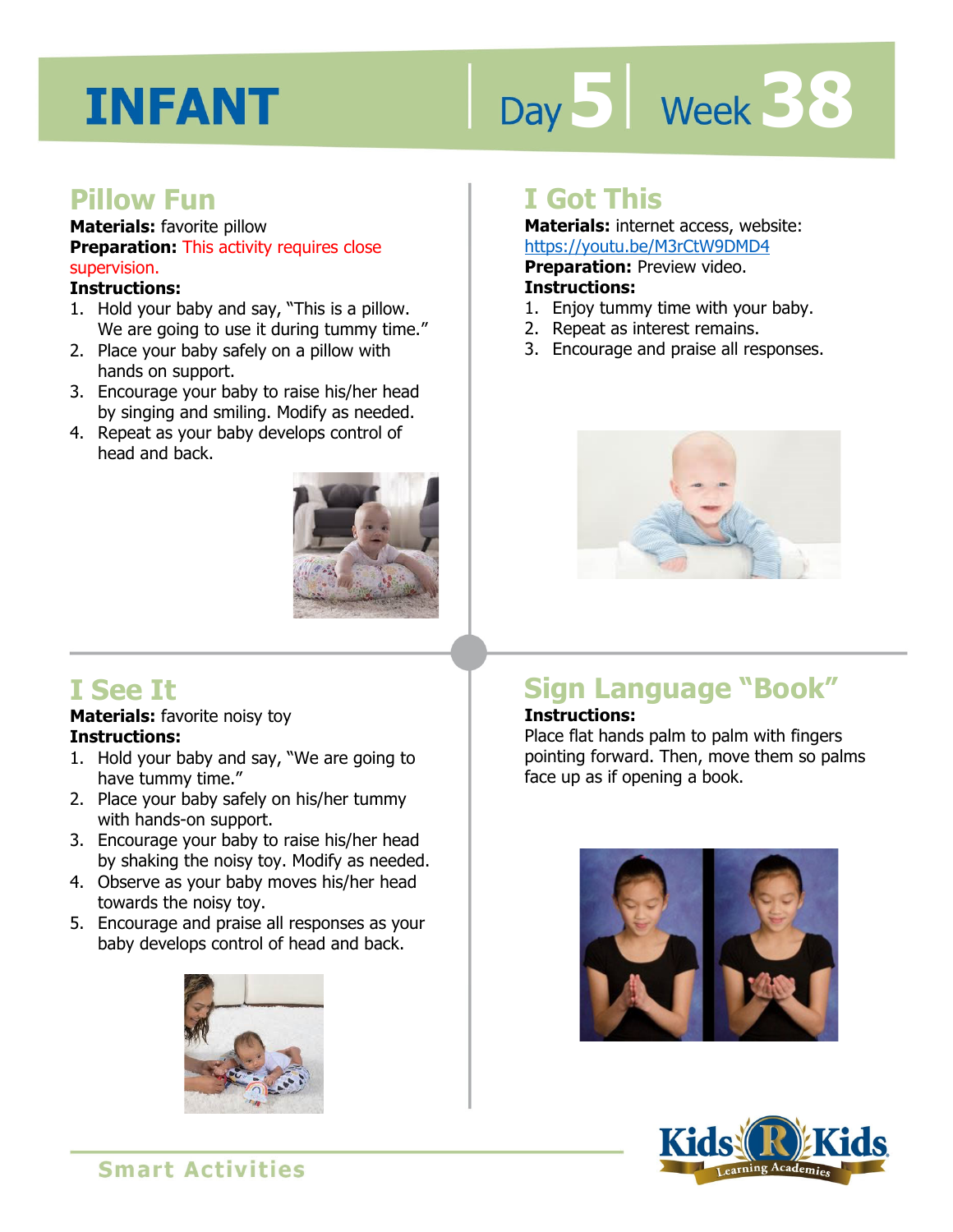# INFANT

Day 5 | Week 38

## Pillow Fun

**Materials:** favorite pillow
**Preparation:** This activity requires close supervision.
**Instructions:**

1. Hold your baby and say, "This is a pillow. We are going to use it during tummy time."
2. Place your baby safely on a pillow with hands on support.
3. Encourage your baby to raise his/her head by singing and smiling. Modify as needed.
4. Repeat as your baby develops control of head and back.

## I Got This

**Materials:** internet access, website: https://youtu.be/M3rCtW9DMD4
**Preparation:** Preview video.
**Instructions:**

1. Enjoy tummy time with your baby.
2. Repeat as interest remains.
3. Encourage and praise all responses.

## I See It

**Materials:** favorite noisy toy
**Instructions:**

1. Hold your baby and say, "We are going to have tummy time."
2. Place your baby safely on his/her tummy with hands-on support.
3. Encourage your baby to raise his/her head by shaking the noisy toy. Modify as needed.
4. Observe as your baby moves his/her head towards the noisy toy.
5. Encourage and praise all responses as your baby develops control of head and back.

## Sign Language "Book"

**Instructions:**
Place flat hands palm to palm with fingers pointing forward. Then, move them so palms face up as if opening a book.

Smart Activities